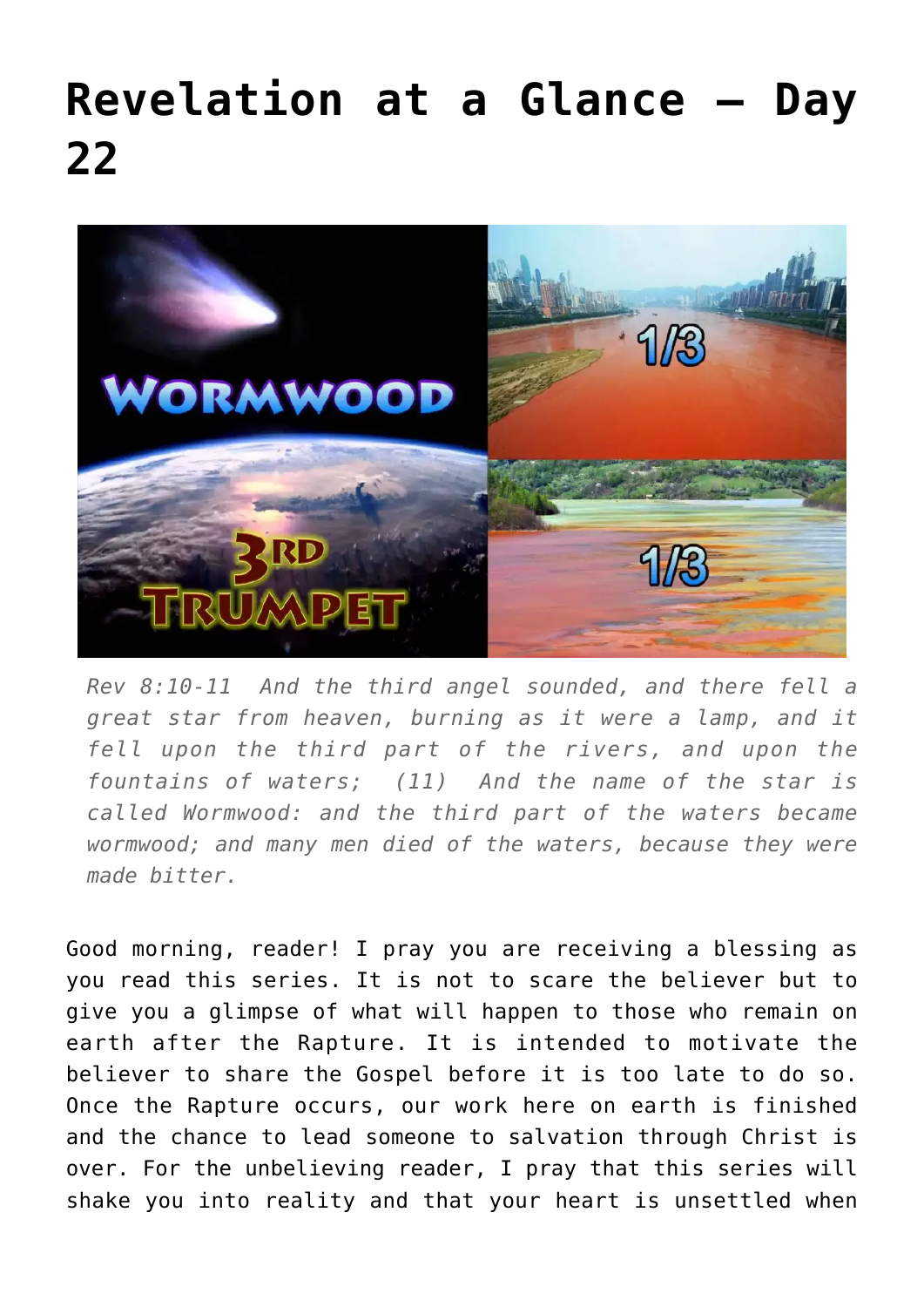# Revelation at a Glance – Day 22

*Rev 8:10-11 And the third angel sounded, and there fell a great star from heaven, burning as it were a lamp, and it fell upon the third part of the rivers, and upon the fountains of waters; (11) And the name of the star is called Wormwood: and the third part of the waters became wormwood; and many men died of the waters, because they were made bitter.*

Good morning, reader! I pray you are receiving a blessing as you read this series. It is not to scare the believer but to give you a glimpse of what will happen to those who remain on earth after the Rapture. It is intended to motivate the believer to share the Gospel before it is too late to do so. Once the Rapture occurs, our work here on earth is finished and the chance to lead someone to salvation through Christ is over. For the unbelieving reader, I pray that this series will shake you into reality and that your heart is unsettled when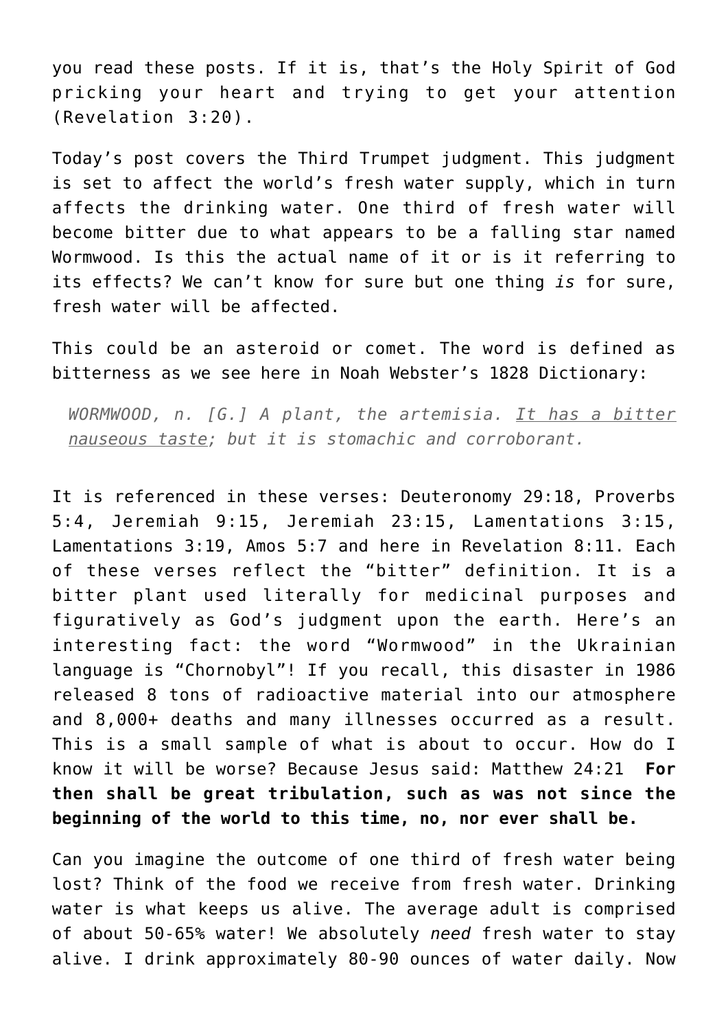you read these posts. If it is, that's the Holy Spirit of God pricking your heart and trying to get your attention (Revelation 3:20).

Today's post covers the Third Trumpet judgment. This judgment is set to affect the world's fresh water supply, which in turn affects the drinking water. One third of fresh water will become bitter due to what appears to be a falling star named Wormwood. Is this the actual name of it or is it referring to its effects? We can't know for sure but one thing *is* for sure, fresh water will be affected.

This could be an asteroid or comet. The word is defined as bitterness as we see here in Noah Webster's 1828 Dictionary:

> *WORMWOOD, n. [G.] A plant, the artemisia. It has a bitter nauseous taste; but it is stomachic and corroborant.*

It is referenced in these verses: Deuteronomy 29:18, Proverbs 5:4, Jeremiah 9:15, Jeremiah 23:15, Lamentations 3:15, Lamentations 3:19, Amos 5:7 and here in Revelation 8:11. Each of these verses reflect the "bitter" definition. It is a bitter plant used literally for medicinal purposes and figuratively as God's judgment upon the earth. Here's an interesting fact: the word "Wormwood" in the Ukrainian language is "Chornobyl"! If you recall, this disaster in 1986 released 8 tons of radioactive material into our atmosphere and 8,000+ deaths and many illnesses occurred as a result. This is a small sample of what is about to occur. How do I know it will be worse? Because Jesus said: Matthew 24:21 **For then shall be great tribulation, such as was not since the beginning of the world to this time, no, nor ever shall be.**

Can you imagine the outcome of one third of fresh water being lost? Think of the food we receive from fresh water. Drinking water is what keeps us alive. The average adult is comprised of about 50-65% water! We absolutely *need* fresh water to stay alive. I drink approximately 80-90 ounces of water daily. Now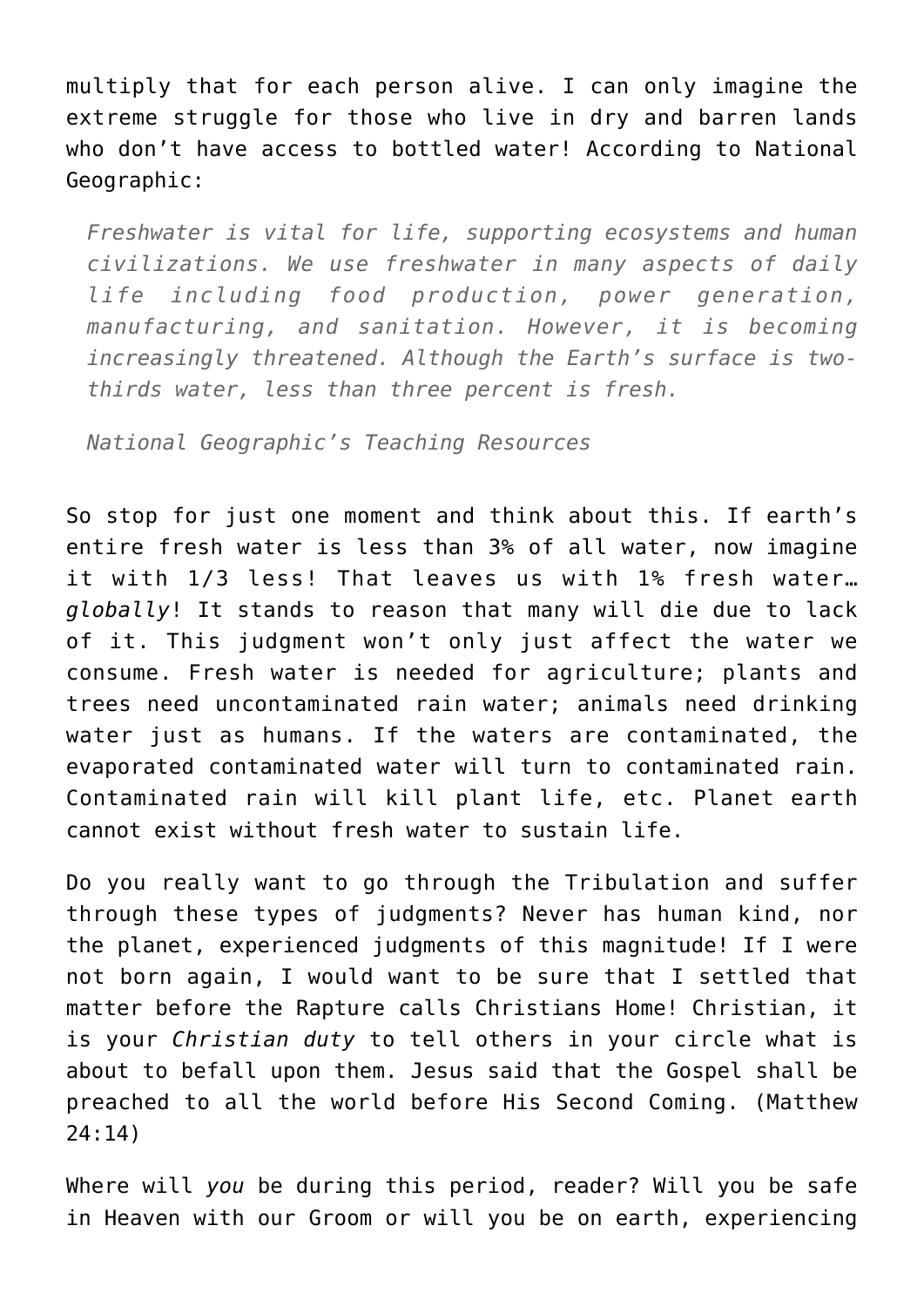multiply that for each person alive. I can only imagine the extreme struggle for those who live in dry and barren lands who don't have access to bottled water! According to National Geographic:

> *Freshwater is vital for life, supporting ecosystems and human civilizations. We use freshwater in many aspects of daily life including food production, power generation, manufacturing, and sanitation. However, it is becoming increasingly threatened. Although the Earth's surface is two-thirds water, less than three percent is fresh.*
>
> *National Geographic's Teaching Resources*

So stop for just one moment and think about this. If earth's entire fresh water is less than 3% of all water, now imagine it with 1/3 less! That leaves us with 1% fresh water… *globally*! It stands to reason that many will die due to lack of it. This judgment won't only just affect the water we consume. Fresh water is needed for agriculture; plants and trees need uncontaminated rain water; animals need drinking water just as humans. If the waters are contaminated, the evaporated contaminated water will turn to contaminated rain. Contaminated rain will kill plant life, etc. Planet earth cannot exist without fresh water to sustain life.

Do you really want to go through the Tribulation and suffer through these types of judgments? Never has human kind, nor the planet, experienced judgments of this magnitude! If I were not born again, I would want to be sure that I settled that matter before the Rapture calls Christians Home! Christian, it is your *Christian duty* to tell others in your circle what is about to befall upon them. Jesus said that the Gospel shall be preached to all the world before His Second Coming. (Matthew 24:14)

Where will *you* be during this period, reader? Will you be safe in Heaven with our Groom or will you be on earth, experiencing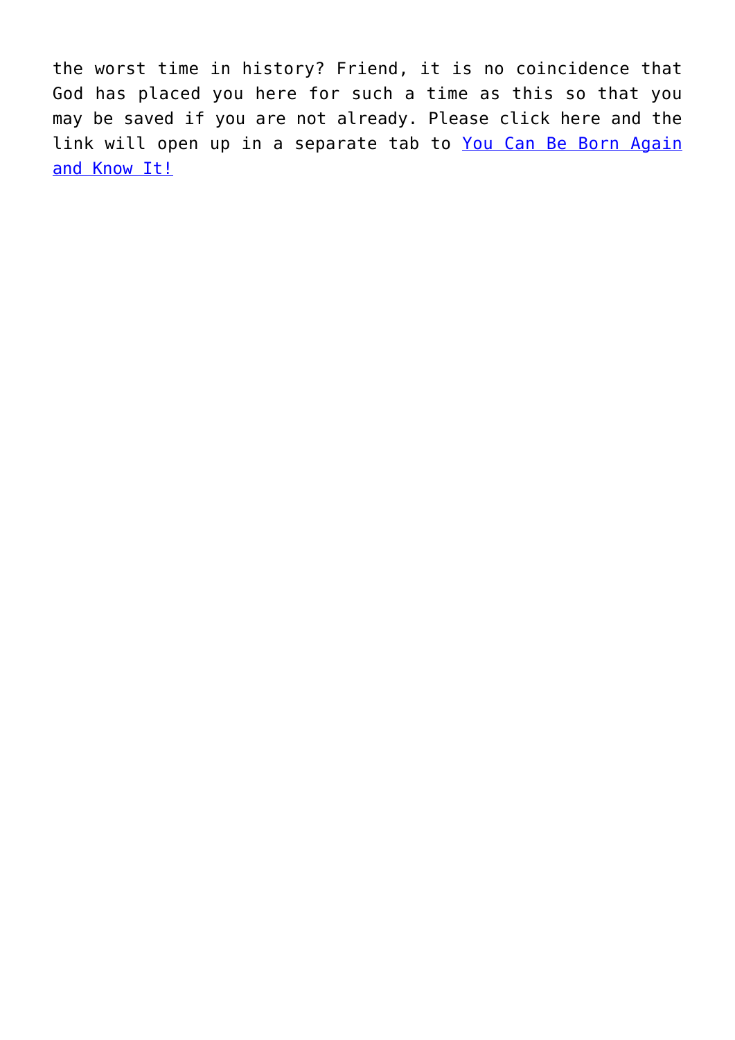the worst time in history? Friend, it is no coincidence that God has placed you here for such a time as this so that you may be saved if you are not already. Please click here and the link will open up in a separate tab to You Can Be Born Again and Know It!